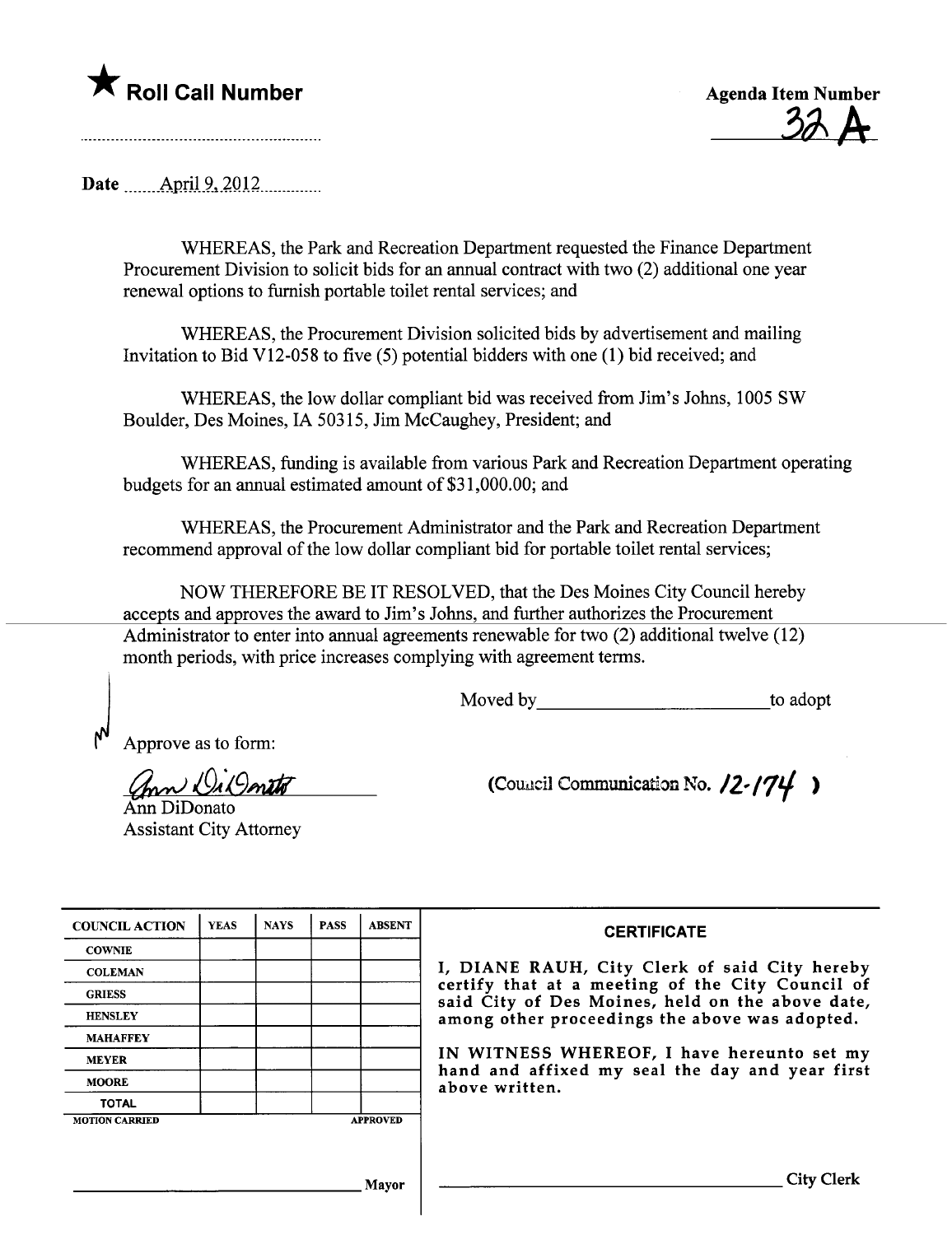★ **Roll Call Number**

**Agenda Item Number**

32A

**Date** April 9, 2012

WHEREAS, the Park and Recreation Department requested the Finance Department Procurement Division to solicit bids for an annual contract with two (2) additional one year renewal options to furnish portable toilet rental services; and

WHEREAS, the Procurement Division solicited bids by advertisement and mailing Invitation to Bid V12-058 to five (5) potential bidders with one (1) bid received; and

WHEREAS, the low dollar compliant bid was received from Jim's Johns, 1005 SW Boulder, Des Moines, IA 50315, Jim McCaughey, President; and

WHEREAS, funding is available from various Park and Recreation Department operating budgets for an annual estimated amount of $31,000.00; and

WHEREAS, the Procurement Administrator and the Park and Recreation Department recommend approval of the low dollar compliant bid for portable toilet rental services;

NOW THEREFORE BE IT RESOLVED, that the Des Moines City Council hereby accepts and approves the award to Jim's Johns, and further authorizes the Procurement Administrator to enter into annual agreements renewable for two (2) additional twelve (12) month periods, with price increases complying with agreement terms.

Moved by ________________________ to adopt

Approve as to form:

Ann DiDonato
Ann DiDonato
Assistant City Attorney

(Council Communication No. 12-174)

| COUNCIL ACTION | YEAS | NAYS | PASS | ABSENT |
|---|---|---|---|---|
| COWNIE | | | | |
| COLEMAN | | | | |
| GRIESS | | | | |
| HENSLEY | | | | |
| MAHAFFEY | | | | |
| MEYER | | | | |
| MOORE | | | | |
| TOTAL | | | | |
| MOTION CARRIED | | | | APPROVED |

________________________ Mayor

**CERTIFICATE**

I, DIANE RAUH, City Clerk of said City hereby certify that at a meeting of the City Council of said City of Des Moines, held on the above date, among other proceedings the above was adopted.

IN WITNESS WHEREOF, I have hereunto set my hand and affixed my seal the day and year first above written.

________________________ City Clerk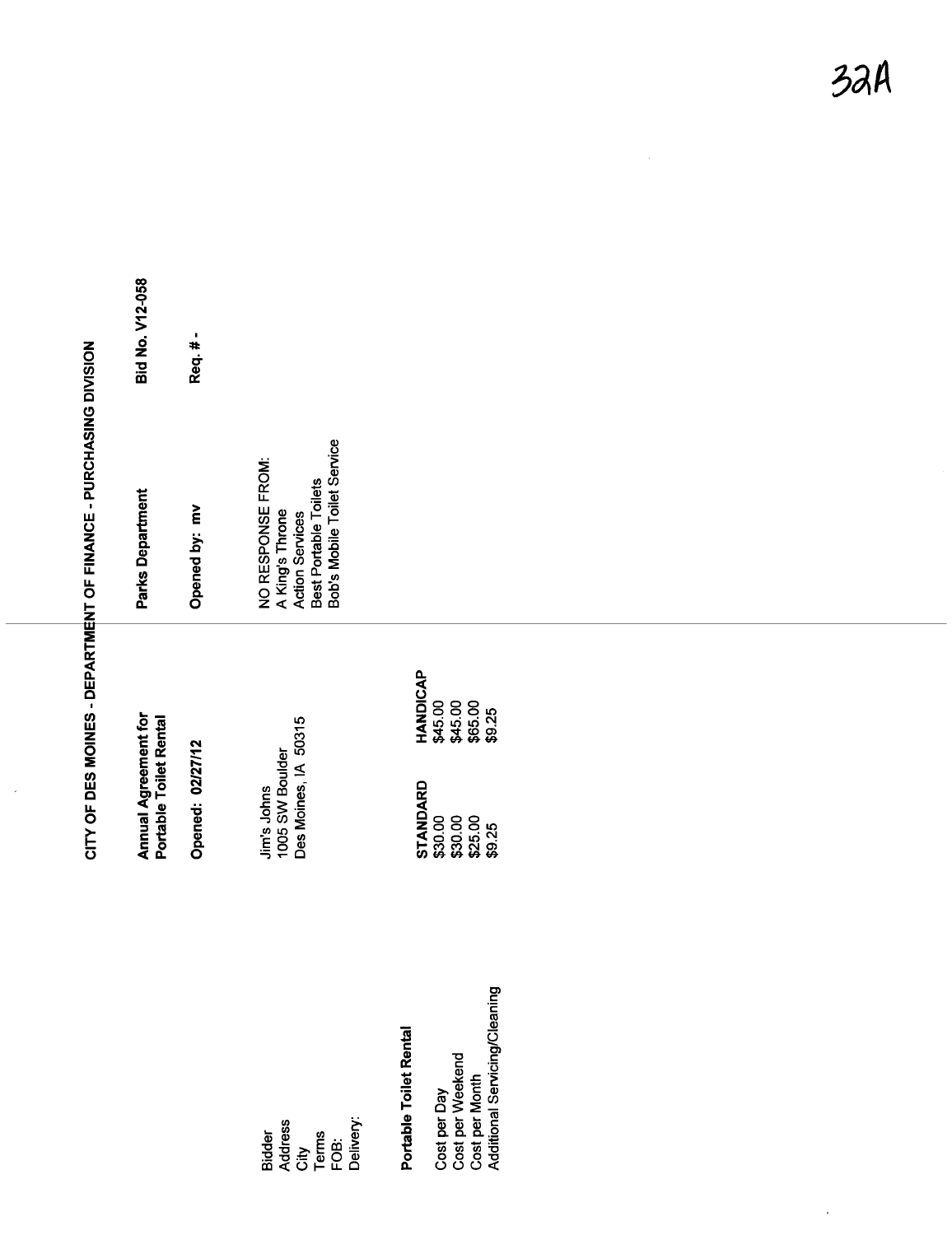32A

# CITY OF DES MOINES - DEPARTMENT OF FINANCE - PURCHASING DIVISION

| | | | |
|---|---|---|---|
| **Annual Agreement for Portable Toilet Rental** | | **Parks Department** | **Bid No. V12-058** |
| **Opened: 02/27/12** | | **Opened by: mv** | **Req. # -** |

| | | | |
|---|---|---|---|
| Bidder | Jim's Johns | | NO RESPONSE FROM: |
| Address | 1005 SW Boulder | | A King's Throne |
| City | Des Moines, IA 50315 | | Action Services |
| Terms | | | Best Portable Toilets |
| FOB: | | | Bob's Mobile Toilet Service |
| Delivery: | | | |

**Portable Toilet Rental**

| | STANDARD | HANDICAP |
|---|---|---|
| Cost per Day | $30.00 | $45.00 |
| Cost per Weekend | $30.00 | $45.00 |
| Cost per Month | $25.00 | $65.00 |
| Additional Servicing/Cleaning | $9.25 | $9.25 |